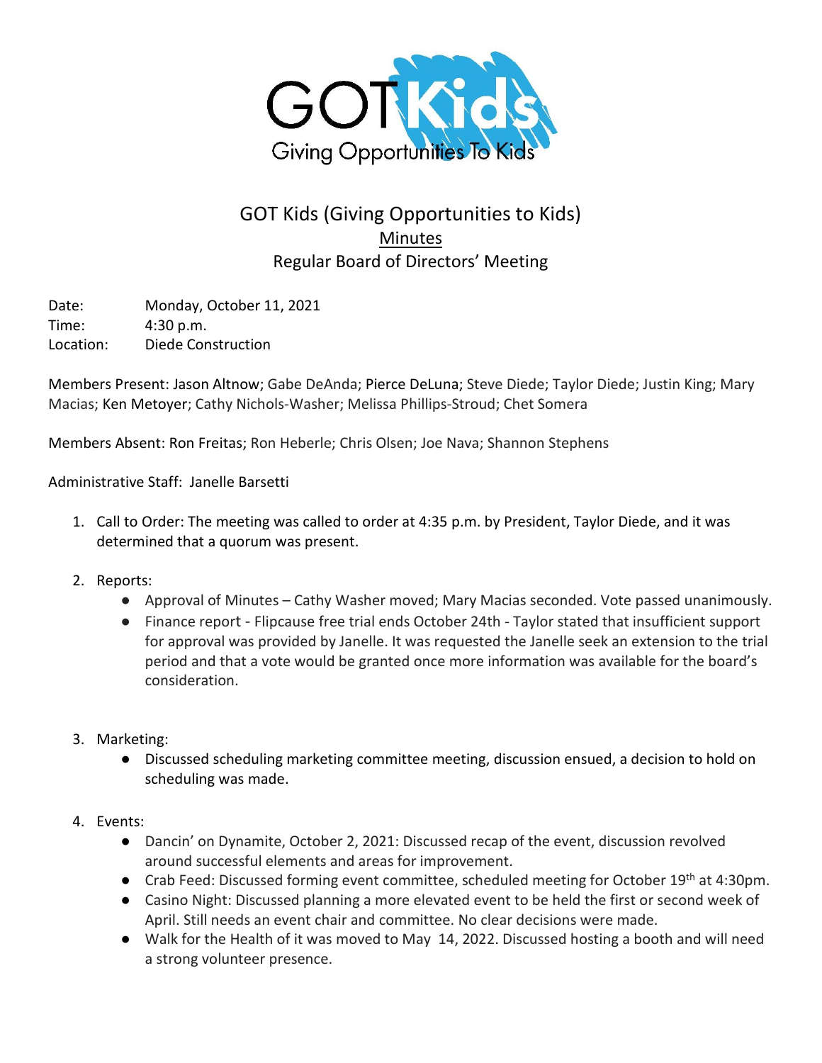GOT Kids
Giving Opportunities To Kids

# GOT Kids (Giving Opportunities to Kids)

## Minutes

## Regular Board of Directors' Meeting

Date: Monday, October 11, 2021
Time: 4:30 p.m.
Location: Diede Construction

Members Present: Jason Altnow; Gabe DeAnda; Pierce DeLuna; Steve Diede; Taylor Diede; Justin King; Mary Macias; Ken Metoyer; Cathy Nichols-Washer; Melissa Phillips-Stroud; Chet Somera

Members Absent: Ron Freitas; Ron Heberle; Chris Olsen; Joe Nava; Shannon Stephens

Administrative Staff: Janelle Barsetti

1. Call to Order: The meeting was called to order at 4:35 p.m. by President, Taylor Diede, and it was determined that a quorum was present.

2. Reports:
   - Approval of Minutes – Cathy Washer moved; Mary Macias seconded. Vote passed unanimously.
   - Finance report - Flipcause free trial ends October 24th - Taylor stated that insufficient support for approval was provided by Janelle. It was requested the Janelle seek an extension to the trial period and that a vote would be granted once more information was available for the board's consideration.

3. Marketing:
   - Discussed scheduling marketing committee meeting, discussion ensued, a decision to hold on scheduling was made.

4. Events:
   - Dancin' on Dynamite, October 2, 2021: Discussed recap of the event, discussion revolved around successful elements and areas for improvement.
   - Crab Feed: Discussed forming event committee, scheduled meeting for October 19th at 4:30pm.
   - Casino Night: Discussed planning a more elevated event to be held the first or second week of April. Still needs an event chair and committee. No clear decisions were made.
   - Walk for the Health of it was moved to May 14, 2022. Discussed hosting a booth and will need a strong volunteer presence.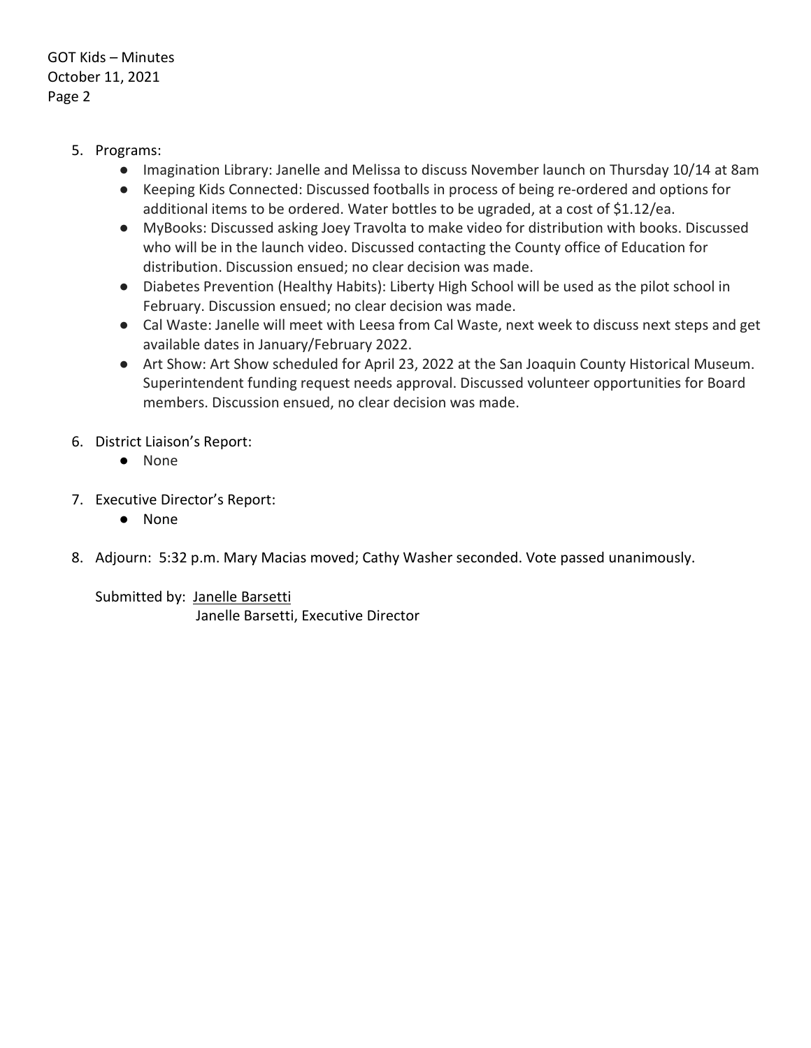5. Programs:
    - Imagination Library: Janelle and Melissa to discuss November launch on Thursday 10/14 at 8am
    - Keeping Kids Connected: Discussed footballs in process of being re-ordered and options for additional items to be ordered. Water bottles to be ugraded, at a cost of $1.12/ea.
    - MyBooks: Discussed asking Joey Travolta to make video for distribution with books. Discussed who will be in the launch video. Discussed contacting the County office of Education for distribution. Discussion ensued; no clear decision was made.
    - Diabetes Prevention (Healthy Habits): Liberty High School will be used as the pilot school in February. Discussion ensued; no clear decision was made.
    - Cal Waste: Janelle will meet with Leesa from Cal Waste, next week to discuss next steps and get available dates in January/February 2022.
    - Art Show: Art Show scheduled for April 23, 2022 at the San Joaquin County Historical Museum. Superintendent funding request needs approval. Discussed volunteer opportunities for Board members. Discussion ensued, no clear decision was made.

6. District Liaison's Report:
    - None

7. Executive Director's Report:
    - None

8. Adjourn: 5:32 p.m. Mary Macias moved; Cathy Washer seconded. Vote passed unanimously.

Submitted by: Janelle Barsetti
Janelle Barsetti, Executive Director